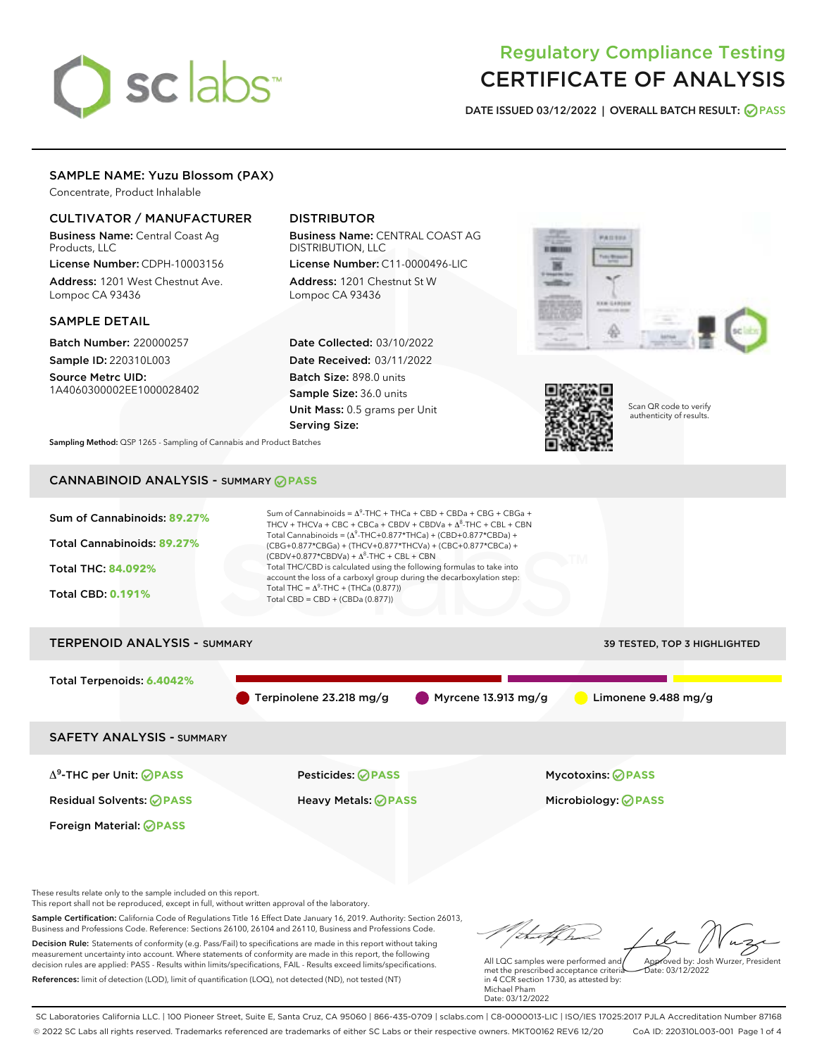# Regulatory Compliance Testing
# CERTIFICATE OF ANALYSIS

**DATE ISSUED 03/12/2022 | OVERALL BATCH RESULT: PASS**

## SAMPLE NAME: Yuzu Blossom (PAX)

Concentrate, Product Inhalable

### CULTIVATOR / MANUFACTURER

**Business Name:** Central Coast Ag Products, LLC
**License Number:** CDPH-10003156
**Address:** 1201 West Chestnut Ave. Lompoc CA 93436

### DISTRIBUTOR

**Business Name:** CENTRAL COAST AG DISTRIBUTION, LLC
**License Number:** C11-0000496-LIC
**Address:** 1201 Chestnut St W Lompoc CA 93436

### SAMPLE DETAIL

**Batch Number:** 220000257
**Sample ID:** 220310L003
**Source Metrc UID:** 1A4060300002EE1000028402

**Date Collected:** 03/10/2022
**Date Received:** 03/11/2022
**Batch Size:** 898.0 units
**Sample Size:** 36.0 units
**Unit Mass:** 0.5 grams per Unit
**Serving Size:**

Scan QR code to verify authenticity of results.

**Sampling Method:** QSP 1265 - Sampling of Cannabis and Product Batches

## CANNABINOID ANALYSIS - SUMMARY PASS

Sum of Cannabinoids: **89.27%**
Total Cannabinoids: **89.27%**
Total THC: **84.092%**
Total CBD: **0.191%**

Sum of Cannabinoids = $\Delta^9$-THC + THCa + CBD + CBDa + CBG + CBGa + THCV + THCVa + CBC + CBCa + CBDV + CBDVa + $\Delta^8$-THC + CBL + CBN
Total Cannabinoids = ($\Delta^9$-THC+0.877*THCa) + (CBD+0.877*CBDa) + (CBG+0.877*CBGa) + (THCV+0.877*THCVa) + (CBC+0.877*CBCa) + (CBDV+0.877*CBDVa) + $\Delta^8$-THC + CBL + CBN
Total THC/CBD is calculated using the following formulas to take into account the loss of a carboxyl group during the decarboxylation step:
Total THC = $\Delta^9$-THC + (THCa (0.877))
Total CBD = CBD + (CBDa (0.877))

## TERPENOID ANALYSIS - SUMMARY

39 TESTED, TOP 3 HIGHLIGHTED

Total Terpenoids: **6.4042%**

Terpinolene 23.218 mg/g | Myrcene 13.913 mg/g | Limonene 9.488 mg/g

## SAFETY ANALYSIS - SUMMARY

| | | |
|---|---|---|
| $\Delta^9$-THC per Unit: PASS | Pesticides: PASS | Mycotoxins: PASS |
| Residual Solvents: PASS | Heavy Metals: PASS | Microbiology: PASS |
| Foreign Material: PASS | | |

These results relate only to the sample included on this report.
This report shall not be reproduced, except in full, without written approval of the laboratory.

**Sample Certification:** California Code of Regulations Title 16 Effect Date January 16, 2019. Authority: Section 26013, Business and Professions Code. Reference: Sections 26100, 26104 and 26110, Business and Professions Code.

**Decision Rule:** Statements of conformity (e.g. Pass/Fail) to specifications are made in this report without taking measurement uncertainty into account. Where statements of conformity are made in this report, the following decision rules are applied: PASS - Results within limits/specifications, FAIL - Results exceed limits/specifications.

**References:** limit of detection (LOD), limit of quantification (LOQ), not detected (ND), not tested (NT)

All LQC samples were performed and met the prescribed acceptance criteria in 4 CCR section 1730, as attested by: Michael Pham
Date: 03/12/2022

Approved by: Josh Wurzer, President
Date: 03/12/2022

SC Laboratories California LLC. | 100 Pioneer Street, Suite E, Santa Cruz, CA 95060 | 866-435-0709 | sclabs.com | C8-0000013-LIC | ISO/IES 17025:2017 PJLA Accreditation Number 87168
© 2022 SC Labs all rights reserved. Trademarks referenced are trademarks of either SC Labs or their respective owners. MKT00162 REV6 12/20 CoA ID: 220310L003-001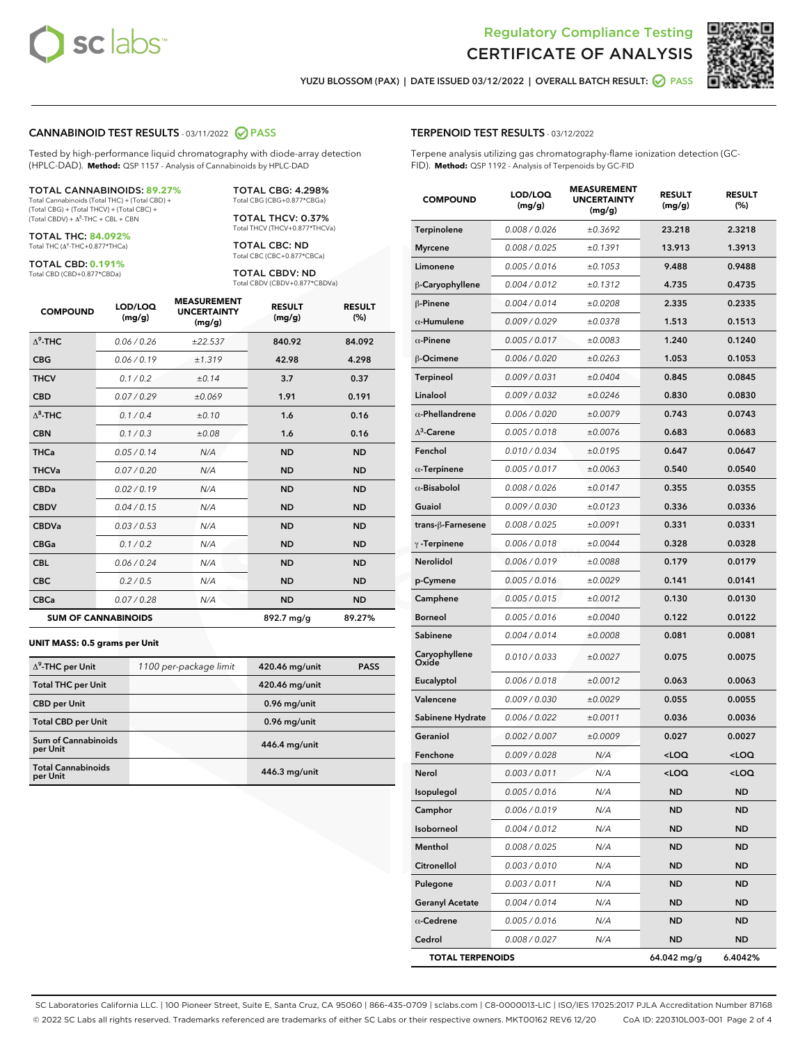Regulatory Compliance Testing
# CERTIFICATE OF ANALYSIS

YUZU BLOSSOM (PAX) | DATE ISSUED 03/12/2022 | OVERALL BATCH RESULT: PASS

## CANNABINOID TEST RESULTS - 03/11/2022 PASS

Tested by high-performance liquid chromatography with diode-array detection (HPLC-DAD). **Method:** QSP 1157 - Analysis of Cannabinoids by HPLC-DAD

**TOTAL CANNABINOIDS: 89.27%**
Total Cannabinoids (Total THC) + (Total CBD) + (Total CBG) + (Total THCV) + (Total CBC) + (Total CBDV) + $\Delta^8$-THC + CBL + CBN

**TOTAL THC: 84.092%**
Total THC ($\Delta^9$-THC+0.877*THCa)

**TOTAL CBD: 0.191%**
Total CBD (CBD+0.877*CBDa)

**TOTAL CBG: 4.298%**
Total CBG (CBG+0.877*CBGa)

**TOTAL THCV: 0.37%**
Total THCV (THCV+0.877*THCVa)

**TOTAL CBC: ND**
Total CBC (CBC+0.877*CBCa)

**TOTAL CBDV: ND**
Total CBDV (CBDV+0.877*CBDVa)

| COMPOUND | LOD/LOQ (mg/g) | MEASUREMENT UNCERTAINTY (mg/g) | RESULT (mg/g) | RESULT (%) |
|---|---|---|---|---|
| $\Delta^9$-THC | 0.06 / 0.26 | ±22.537 | 840.92 | 84.092 |
| CBG | 0.06 / 0.19 | ±1.319 | 42.98 | 4.298 |
| THCV | 0.1 / 0.2 | ±0.14 | 3.7 | 0.37 |
| CBD | 0.07 / 0.29 | ±0.069 | 1.91 | 0.191 |
| $\Delta^8$-THC | 0.1 / 0.4 | ±0.10 | 1.6 | 0.16 |
| CBN | 0.1 / 0.3 | ±0.08 | 1.6 | 0.16 |
| THCa | 0.05 / 0.14 | N/A | ND | ND |
| THCVa | 0.07 / 0.20 | N/A | ND | ND |
| CBDa | 0.02 / 0.19 | N/A | ND | ND |
| CBDV | 0.04 / 0.15 | N/A | ND | ND |
| CBDVa | 0.03 / 0.53 | N/A | ND | ND |
| CBGa | 0.1 / 0.2 | N/A | ND | ND |
| CBL | 0.06 / 0.24 | N/A | ND | ND |
| CBC | 0.2 / 0.5 | N/A | ND | ND |
| CBCa | 0.07 / 0.28 | N/A | ND | ND |
| **SUM OF CANNABINOIDS** | | | 892.7 mg/g | 89.27% |

**UNIT MASS: 0.5 grams per Unit**

| | | | |
|---|---|---|---|
| $\Delta^9$-THC per Unit | 1100 per-package limit | 420.46 mg/unit | PASS |
| Total THC per Unit | | 420.46 mg/unit | |
| CBD per Unit | | 0.96 mg/unit | |
| Total CBD per Unit | | 0.96 mg/unit | |
| Sum of Cannabinoids per Unit | | 446.4 mg/unit | |
| Total Cannabinoids per Unit | | 446.3 mg/unit | |

## TERPENOID TEST RESULTS - 03/12/2022

Terpene analysis utilizing gas chromatography-flame ionization detection (GC-FID). **Method:** QSP 1192 - Analysis of Terpenoids by GC-FID

| COMPOUND | LOD/LOQ (mg/g) | MEASUREMENT UNCERTAINTY (mg/g) | RESULT (mg/g) | RESULT (%) |
|---|---|---|---|---|
| Terpinolene | 0.008 / 0.026 | ±0.3692 | 23.218 | 2.3218 |
| Myrcene | 0.008 / 0.025 | ±0.1391 | 13.913 | 1.3913 |
| Limonene | 0.005 / 0.016 | ±0.1053 | 9.488 | 0.9488 |
| β-Caryophyllene | 0.004 / 0.012 | ±0.1312 | 4.735 | 0.4735 |
| β-Pinene | 0.004 / 0.014 | ±0.0208 | 2.335 | 0.2335 |
| α-Humulene | 0.009 / 0.029 | ±0.0378 | 1.513 | 0.1513 |
| α-Pinene | 0.005 / 0.017 | ±0.0083 | 1.240 | 0.1240 |
| β-Ocimene | 0.006 / 0.020 | ±0.0263 | 1.053 | 0.1053 |
| Terpineol | 0.009 / 0.031 | ±0.0404 | 0.845 | 0.0845 |
| Linalool | 0.009 / 0.032 | ±0.0246 | 0.830 | 0.0830 |
| α-Phellandrene | 0.006 / 0.020 | ±0.0079 | 0.743 | 0.0743 |
| $\Delta^3$-Carene | 0.005 / 0.018 | ±0.0076 | 0.683 | 0.0683 |
| Fenchol | 0.010 / 0.034 | ±0.0195 | 0.647 | 0.0647 |
| α-Terpinene | 0.005 / 0.017 | ±0.0063 | 0.540 | 0.0540 |
| α-Bisabolol | 0.008 / 0.026 | ±0.0147 | 0.355 | 0.0355 |
| Guaiol | 0.009 / 0.030 | ±0.0123 | 0.336 | 0.0336 |
| trans-β-Farnesene | 0.008 / 0.025 | ±0.0091 | 0.331 | 0.0331 |
| γ-Terpinene | 0.006 / 0.018 | ±0.0044 | 0.328 | 0.0328 |
| Nerolidol | 0.006 / 0.019 | ±0.0088 | 0.179 | 0.0179 |
| p-Cymene | 0.005 / 0.016 | ±0.0029 | 0.141 | 0.0141 |
| Camphene | 0.005 / 0.015 | ±0.0012 | 0.130 | 0.0130 |
| Borneol | 0.005 / 0.016 | ±0.0040 | 0.122 | 0.0122 |
| Sabinene | 0.004 / 0.014 | ±0.0008 | 0.081 | 0.0081 |
| Caryophyllene Oxide | 0.010 / 0.033 | ±0.0027 | 0.075 | 0.0075 |
| Eucalyptol | 0.006 / 0.018 | ±0.0012 | 0.063 | 0.0063 |
| Valencene | 0.009 / 0.030 | ±0.0029 | 0.055 | 0.0055 |
| Sabinene Hydrate | 0.006 / 0.022 | ±0.0011 | 0.036 | 0.0036 |
| Geraniol | 0.002 / 0.007 | ±0.0009 | 0.027 | 0.0027 |
| Fenchone | 0.009 / 0.028 | N/A | <LOQ | <LOQ |
| Nerol | 0.003 / 0.011 | N/A | <LOQ | <LOQ |
| Isopulegol | 0.005 / 0.016 | N/A | ND | ND |
| Camphor | 0.006 / 0.019 | N/A | ND | ND |
| Isoborneol | 0.004 / 0.012 | N/A | ND | ND |
| Menthol | 0.008 / 0.025 | N/A | ND | ND |
| Citronellol | 0.003 / 0.010 | N/A | ND | ND |
| Pulegone | 0.003 / 0.011 | N/A | ND | ND |
| Geranyl Acetate | 0.004 / 0.014 | N/A | ND | ND |
| α-Cedrene | 0.005 / 0.016 | N/A | ND | ND |
| Cedrol | 0.008 / 0.027 | N/A | ND | ND |
| **TOTAL TERPENOIDS** | | | 64.042 mg/g | 6.4042% |

SC Laboratories California LLC. | 100 Pioneer Street, Suite E, Santa Cruz, CA 95060 | 866-435-0709 | sclabs.com | C8-0000013-LIC | ISO/IES 17025:2017 PJLA Accreditation Number 87168
© 2022 SC Labs all rights reserved. Trademarks referenced are trademarks of either SC Labs or their respective owners. MKT00162 REV6 12/20 CoA ID: 220310L003-001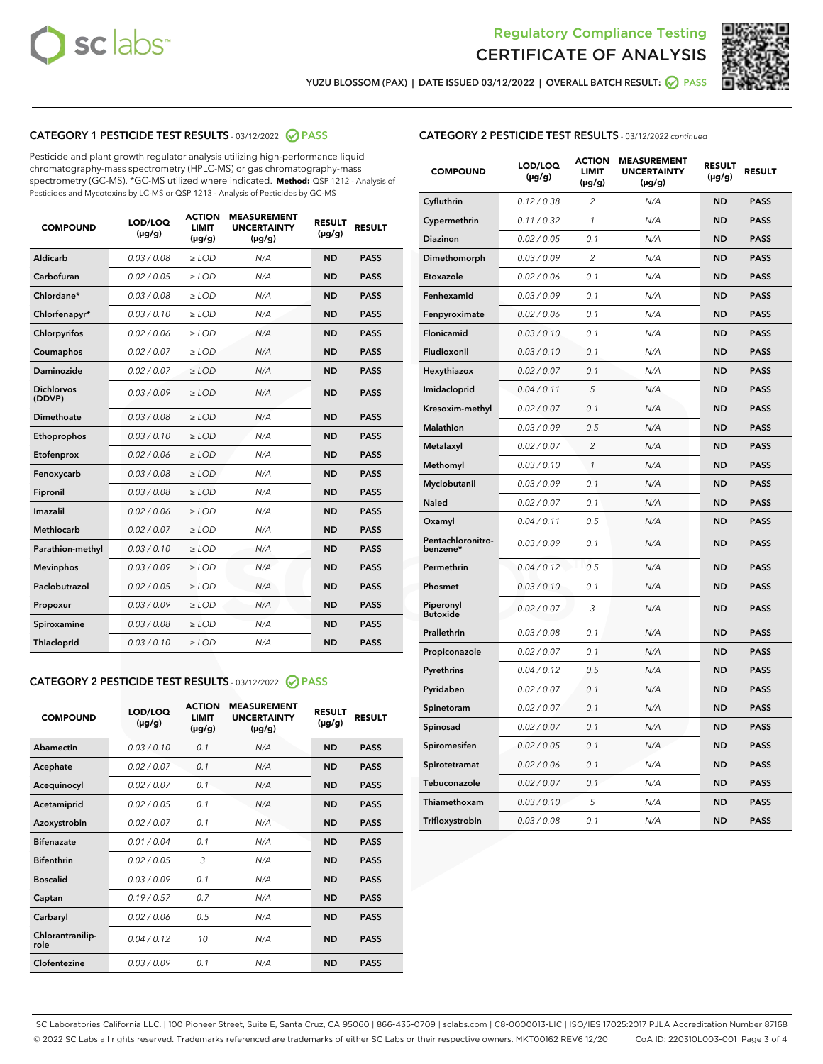YUZU BLOSSOM (PAX) | DATE ISSUED 03/12/2022 | OVERALL BATCH RESULT: PASS

## CATEGORY 1 PESTICIDE TEST RESULTS - 03/12/2022 PASS

Pesticide and plant growth regulator analysis utilizing high-performance liquid chromatography-mass spectrometry (HPLC-MS) or gas chromatography-mass spectrometry (GC-MS). *GC-MS utilized where indicated. **Method:** QSP 1212 - Analysis of Pesticides and Mycotoxins by LC-MS or QSP 1213 - Analysis of Pesticides by GC-MS

| COMPOUND | LOD/LOQ (µg/g) | ACTION LIMIT (µg/g) | MEASUREMENT UNCERTAINTY (µg/g) | RESULT (µg/g) | RESULT |
|---|---|---|---|---|---|
| Aldicarb | 0.03 / 0.08 | ≥ LOD | N/A | ND | PASS |
| Carbofuran | 0.02 / 0.05 | ≥ LOD | N/A | ND | PASS |
| Chlordane* | 0.03 / 0.08 | ≥ LOD | N/A | ND | PASS |
| Chlorfenapyr* | 0.03 / 0.10 | ≥ LOD | N/A | ND | PASS |
| Chlorpyrifos | 0.02 / 0.06 | ≥ LOD | N/A | ND | PASS |
| Coumaphos | 0.02 / 0.07 | ≥ LOD | N/A | ND | PASS |
| Daminozide | 0.02 / 0.07 | ≥ LOD | N/A | ND | PASS |
| Dichlorvos (DDVP) | 0.03 / 0.09 | ≥ LOD | N/A | ND | PASS |
| Dimethoate | 0.03 / 0.08 | ≥ LOD | N/A | ND | PASS |
| Ethoprophos | 0.03 / 0.10 | ≥ LOD | N/A | ND | PASS |
| Etofenprox | 0.02 / 0.06 | ≥ LOD | N/A | ND | PASS |
| Fenoxycarb | 0.03 / 0.08 | ≥ LOD | N/A | ND | PASS |
| Fipronil | 0.03 / 0.08 | ≥ LOD | N/A | ND | PASS |
| Imazalil | 0.02 / 0.06 | ≥ LOD | N/A | ND | PASS |
| Methiocarb | 0.02 / 0.07 | ≥ LOD | N/A | ND | PASS |
| Parathion-methyl | 0.03 / 0.10 | ≥ LOD | N/A | ND | PASS |
| Mevinphos | 0.03 / 0.09 | ≥ LOD | N/A | ND | PASS |
| Paclobutrazol | 0.02 / 0.05 | ≥ LOD | N/A | ND | PASS |
| Propoxur | 0.03 / 0.09 | ≥ LOD | N/A | ND | PASS |
| Spiroxamine | 0.03 / 0.08 | ≥ LOD | N/A | ND | PASS |
| Thiacloprid | 0.03 / 0.10 | ≥ LOD | N/A | ND | PASS |

## CATEGORY 2 PESTICIDE TEST RESULTS - 03/12/2022 PASS

| COMPOUND | LOD/LOQ (µg/g) | ACTION LIMIT (µg/g) | MEASUREMENT UNCERTAINTY (µg/g) | RESULT (µg/g) | RESULT |
|---|---|---|---|---|---|
| Abamectin | 0.03 / 0.10 | 0.1 | N/A | ND | PASS |
| Acephate | 0.02 / 0.07 | 0.1 | N/A | ND | PASS |
| Acequinocyl | 0.02 / 0.07 | 0.1 | N/A | ND | PASS |
| Acetamiprid | 0.02 / 0.05 | 0.1 | N/A | ND | PASS |
| Azoxystrobin | 0.02 / 0.07 | 0.1 | N/A | ND | PASS |
| Bifenazate | 0.01 / 0.04 | 0.1 | N/A | ND | PASS |
| Bifenthrin | 0.02 / 0.05 | 3 | N/A | ND | PASS |
| Boscalid | 0.03 / 0.09 | 0.1 | N/A | ND | PASS |
| Captan | 0.19 / 0.57 | 0.7 | N/A | ND | PASS |
| Carbaryl | 0.02 / 0.06 | 0.5 | N/A | ND | PASS |
| Chlorantraniliprole | 0.04 / 0.12 | 10 | N/A | ND | PASS |
| Clofentezine | 0.03 / 0.09 | 0.1 | N/A | ND | PASS |
| Cyfluthrin | 0.12 / 0.38 | 2 | N/A | ND | PASS |
| Cypermethrin | 0.11 / 0.32 | 1 | N/A | ND | PASS |
| Diazinon | 0.02 / 0.05 | 0.1 | N/A | ND | PASS |
| Dimethomorph | 0.03 / 0.09 | 2 | N/A | ND | PASS |
| Etoxazole | 0.02 / 0.06 | 0.1 | N/A | ND | PASS |
| Fenhexamid | 0.03 / 0.09 | 0.1 | N/A | ND | PASS |
| Fenpyroximate | 0.02 / 0.06 | 0.1 | N/A | ND | PASS |
| Flonicamid | 0.03 / 0.10 | 0.1 | N/A | ND | PASS |
| Fludioxonil | 0.03 / 0.10 | 0.1 | N/A | ND | PASS |
| Hexythiazox | 0.02 / 0.07 | 0.1 | N/A | ND | PASS |
| Imidacloprid | 0.04 / 0.11 | 5 | N/A | ND | PASS |
| Kresoxim-methyl | 0.02 / 0.07 | 0.1 | N/A | ND | PASS |
| Malathion | 0.03 / 0.09 | 0.5 | N/A | ND | PASS |
| Metalaxyl | 0.02 / 0.07 | 2 | N/A | ND | PASS |
| Methomyl | 0.03 / 0.10 | 1 | N/A | ND | PASS |
| Myclobutanil | 0.03 / 0.09 | 0.1 | N/A | ND | PASS |
| Naled | 0.02 / 0.07 | 0.1 | N/A | ND | PASS |
| Oxamyl | 0.04 / 0.11 | 0.5 | N/A | ND | PASS |
| Pentachloronitrobenzene* | 0.03 / 0.09 | 0.1 | N/A | ND | PASS |
| Permethrin | 0.04 / 0.12 | 0.5 | N/A | ND | PASS |
| Phosmet | 0.03 / 0.10 | 0.1 | N/A | ND | PASS |
| Piperonyl Butoxide | 0.02 / 0.07 | 3 | N/A | ND | PASS |
| Prallethrin | 0.03 / 0.08 | 0.1 | N/A | ND | PASS |
| Propiconazole | 0.02 / 0.07 | 0.1 | N/A | ND | PASS |
| Pyrethrins | 0.04 / 0.12 | 0.5 | N/A | ND | PASS |
| Pyridaben | 0.02 / 0.07 | 0.1 | N/A | ND | PASS |
| Spinetoram | 0.02 / 0.07 | 0.1 | N/A | ND | PASS |
| Spinosad | 0.02 / 0.07 | 0.1 | N/A | ND | PASS |
| Spiromesifen | 0.02 / 0.05 | 0.1 | N/A | ND | PASS |
| Spirotetramat | 0.02 / 0.06 | 0.1 | N/A | ND | PASS |
| Tebuconazole | 0.02 / 0.07 | 0.1 | N/A | ND | PASS |
| Thiamethoxam | 0.03 / 0.10 | 5 | N/A | ND | PASS |
| Trifloxystrobin | 0.03 / 0.08 | 0.1 | N/A | ND | PASS |

SC Laboratories California LLC. | 100 Pioneer Street, Suite E, Santa Cruz, CA 95060 | 866-435-0709 | sclabs.com | C8-0000013-LIC | ISO/IES 17025:2017 PJLA Accreditation Number 87168
© 2022 SC Labs all rights reserved. Trademarks referenced are trademarks of either SC Labs or their respective owners. MKT00162 REV6 12/20 CoA ID: 220310L003-001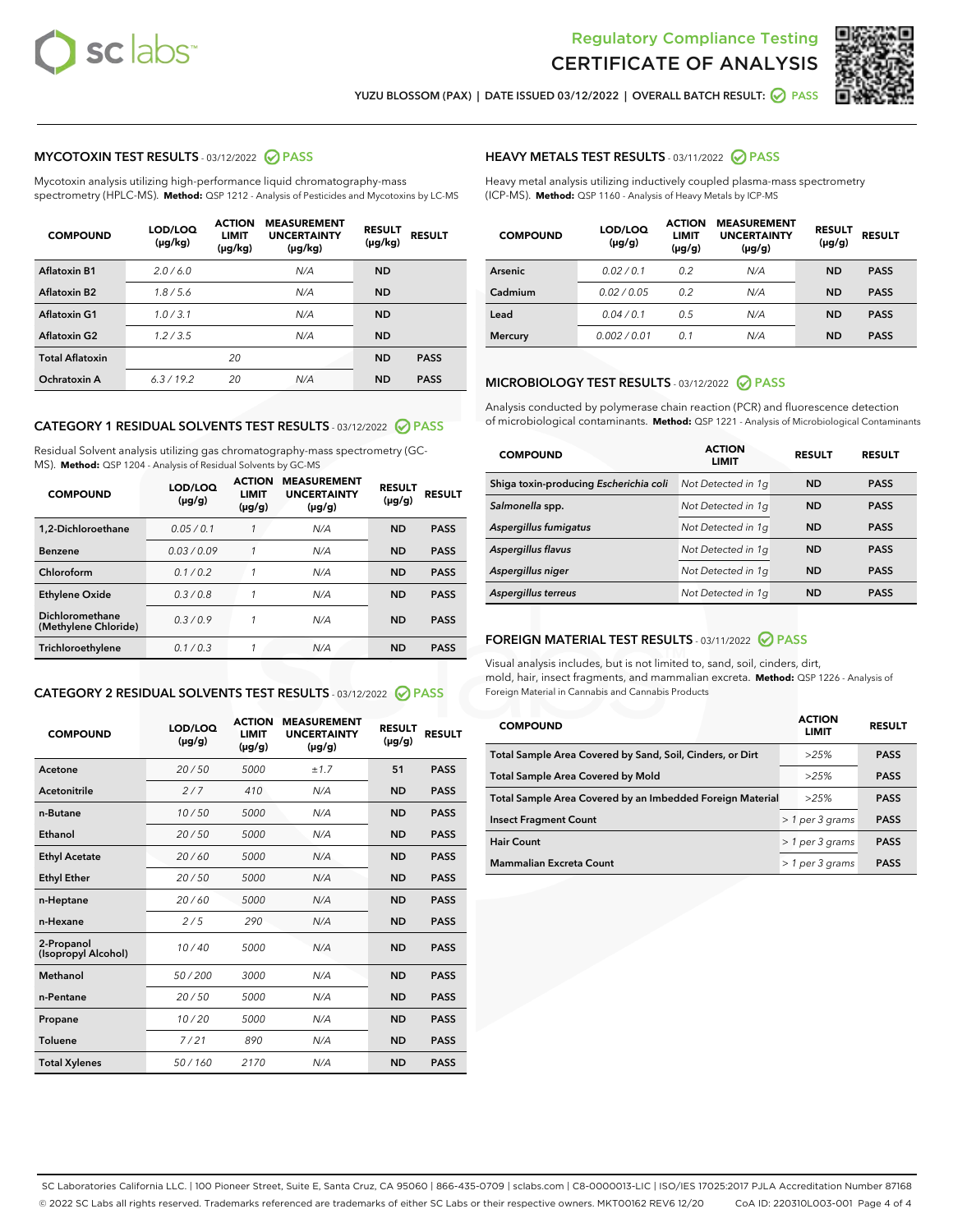Regulatory Compliance Testing

# CERTIFICATE OF ANALYSIS

YUZU BLOSSOM (PAX) | DATE ISSUED 03/12/2022 | OVERALL BATCH RESULT: PASS

## MYCOTOXIN TEST RESULTS - 03/12/2022 PASS

Mycotoxin analysis utilizing high-performance liquid chromatography-mass spectrometry (HPLC-MS). **Method:** QSP 1212 - Analysis of Pesticides and Mycotoxins by LC-MS

| COMPOUND | LOD/LOQ (µg/kg) | ACTION LIMIT (µg/kg) | MEASUREMENT UNCERTAINTY (µg/kg) | RESULT (µg/kg) | RESULT |
|---|---|---|---|---|---|
| Aflatoxin B1 | 2.0 / 6.0 | | N/A | ND | |
| Aflatoxin B2 | 1.8 / 5.6 | | N/A | ND | |
| Aflatoxin G1 | 1.0 / 3.1 | | N/A | ND | |
| Aflatoxin G2 | 1.2 / 3.5 | | N/A | ND | |
| Total Aflatoxin | | 20 | | ND | PASS |
| Ochratoxin A | 6.3 / 19.2 | 20 | N/A | ND | PASS |

## CATEGORY 1 RESIDUAL SOLVENTS TEST RESULTS - 03/12/2022 PASS

Residual Solvent analysis utilizing gas chromatography-mass spectrometry (GC-MS). **Method:** QSP 1204 - Analysis of Residual Solvents by GC-MS

| COMPOUND | LOD/LOQ (µg/g) | ACTION LIMIT (µg/g) | MEASUREMENT UNCERTAINTY (µg/g) | RESULT (µg/g) | RESULT |
|---|---|---|---|---|---|
| 1,2-Dichloroethane | 0.05 / 0.1 | 1 | N/A | ND | PASS |
| Benzene | 0.03 / 0.09 | 1 | N/A | ND | PASS |
| Chloroform | 0.1 / 0.2 | 1 | N/A | ND | PASS |
| Ethylene Oxide | 0.3 / 0.8 | 1 | N/A | ND | PASS |
| Dichloromethane (Methylene Chloride) | 0.3 / 0.9 | 1 | N/A | ND | PASS |
| Trichloroethylene | 0.1 / 0.3 | 1 | N/A | ND | PASS |

## CATEGORY 2 RESIDUAL SOLVENTS TEST RESULTS - 03/12/2022 PASS

| COMPOUND | LOD/LOQ (µg/g) | ACTION LIMIT (µg/g) | MEASUREMENT UNCERTAINTY (µg/g) | RESULT (µg/g) | RESULT |
|---|---|---|---|---|---|
| Acetone | 20 / 50 | 5000 | ±1.7 | 51 | PASS |
| Acetonitrile | 2 / 7 | 410 | N/A | ND | PASS |
| n-Butane | 10 / 50 | 5000 | N/A | ND | PASS |
| Ethanol | 20 / 50 | 5000 | N/A | ND | PASS |
| Ethyl Acetate | 20 / 60 | 5000 | N/A | ND | PASS |
| Ethyl Ether | 20 / 50 | 5000 | N/A | ND | PASS |
| n-Heptane | 20 / 60 | 5000 | N/A | ND | PASS |
| n-Hexane | 2 / 5 | 290 | N/A | ND | PASS |
| 2-Propanol (Isopropyl Alcohol) | 10 / 40 | 5000 | N/A | ND | PASS |
| Methanol | 50 / 200 | 3000 | N/A | ND | PASS |
| n-Pentane | 20 / 50 | 5000 | N/A | ND | PASS |
| Propane | 10 / 20 | 5000 | N/A | ND | PASS |
| Toluene | 7 / 21 | 890 | N/A | ND | PASS |
| Total Xylenes | 50 / 160 | 2170 | N/A | ND | PASS |

## HEAVY METALS TEST RESULTS - 03/11/2022 PASS

Heavy metal analysis utilizing inductively coupled plasma-mass spectrometry (ICP-MS). **Method:** QSP 1160 - Analysis of Heavy Metals by ICP-MS

| COMPOUND | LOD/LOQ (µg/g) | ACTION LIMIT (µg/g) | MEASUREMENT UNCERTAINTY (µg/g) | RESULT (µg/g) | RESULT |
|---|---|---|---|---|---|
| Arsenic | 0.02 / 0.1 | 0.2 | N/A | ND | PASS |
| Cadmium | 0.02 / 0.05 | 0.2 | N/A | ND | PASS |
| Lead | 0.04 / 0.1 | 0.5 | N/A | ND | PASS |
| Mercury | 0.002 / 0.01 | 0.1 | N/A | ND | PASS |

## MICROBIOLOGY TEST RESULTS - 03/12/2022 PASS

Analysis conducted by polymerase chain reaction (PCR) and fluorescence detection of microbiological contaminants. **Method:** QSP 1221 - Analysis of Microbiological Contaminants

| COMPOUND | ACTION LIMIT | RESULT | RESULT |
|---|---|---|---|
| Shiga toxin-producing *Escherichia coli* | Not Detected in 1g | ND | PASS |
| *Salmonella* spp. | Not Detected in 1g | ND | PASS |
| *Aspergillus fumigatus* | Not Detected in 1g | ND | PASS |
| *Aspergillus flavus* | Not Detected in 1g | ND | PASS |
| *Aspergillus niger* | Not Detected in 1g | ND | PASS |
| *Aspergillus terreus* | Not Detected in 1g | ND | PASS |

## FOREIGN MATERIAL TEST RESULTS - 03/11/2022 PASS

Visual analysis includes, but is not limited to, sand, soil, cinders, dirt, mold, hair, insect fragments, and mammalian excreta. **Method:** QSP 1226 - Analysis of Foreign Material in Cannabis and Cannabis Products

| COMPOUND | ACTION LIMIT | RESULT |
|---|---|---|
| Total Sample Area Covered by Sand, Soil, Cinders, or Dirt | >25% | PASS |
| Total Sample Area Covered by Mold | >25% | PASS |
| Total Sample Area Covered by an Imbedded Foreign Material | >25% | PASS |
| Insect Fragment Count | > 1 per 3 grams | PASS |
| Hair Count | > 1 per 3 grams | PASS |
| Mammalian Excreta Count | > 1 per 3 grams | PASS |

SC Laboratories California LLC. | 100 Pioneer Street, Suite E, Santa Cruz, CA 95060 | 866-435-0709 | sclabs.com | C8-0000013-LIC | ISO/IES 17025:2017 PJLA Accreditation Number 87168
© 2022 SC Labs all rights reserved. Trademarks referenced are trademarks of either SC Labs or their respective owners. MKT00162 REV6 12/20 CoA ID: 220310L003-001